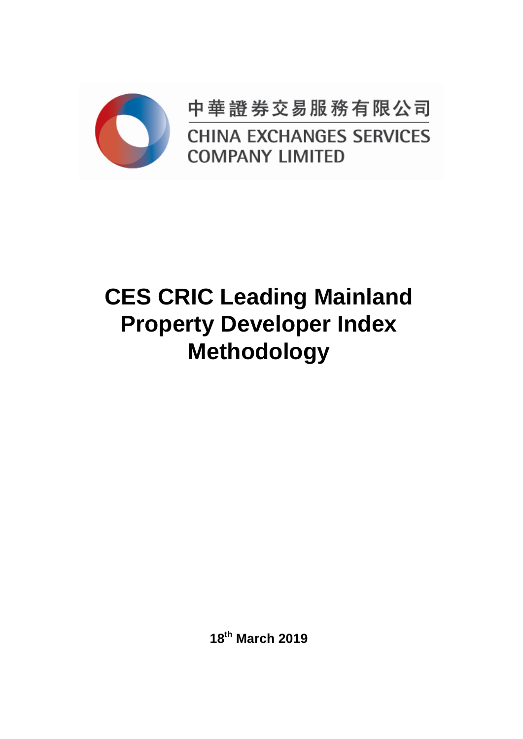中華證券交易服務有限公司

CHINA EXCHANGES SERVICES COMPANY LIMITED

# CES CRIC Leading Mainland Property Developer Index Methodology

**18th March 2019**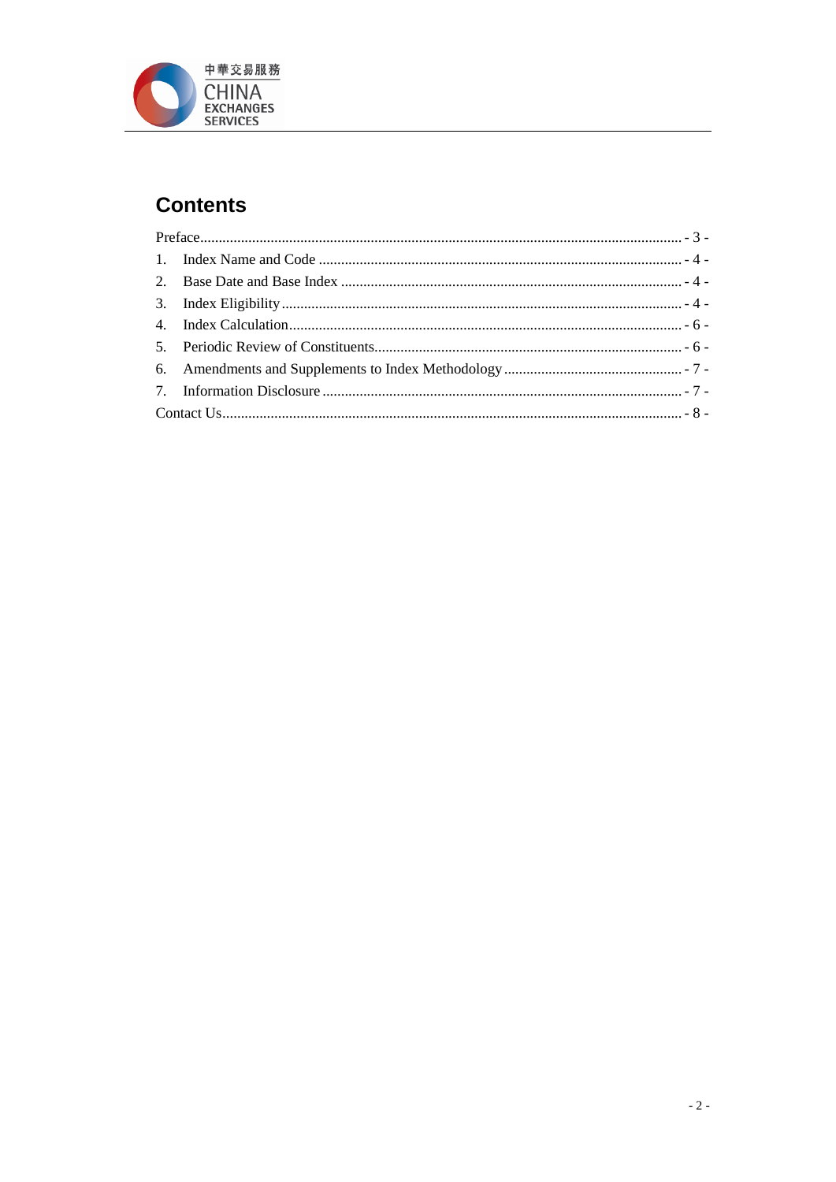## Contents

Preface................................................................................................................................ - 3 -
1. Index Name and Code ................................................................................................ - 4 -
2. Base Date and Base Index .......................................................................................... - 4 -
3. Index Eligibility .......................................................................................................... - 4 -
4. Index Calculation........................................................................................................ - 6 -
5. Periodic Review of Constituents................................................................................. - 6 -
6. Amendments and Supplements to Index Methodology ............................................... - 7 -
7. Information Disclosure ............................................................................................... - 7 -
Contact Us.......................................................................................................................... - 8 -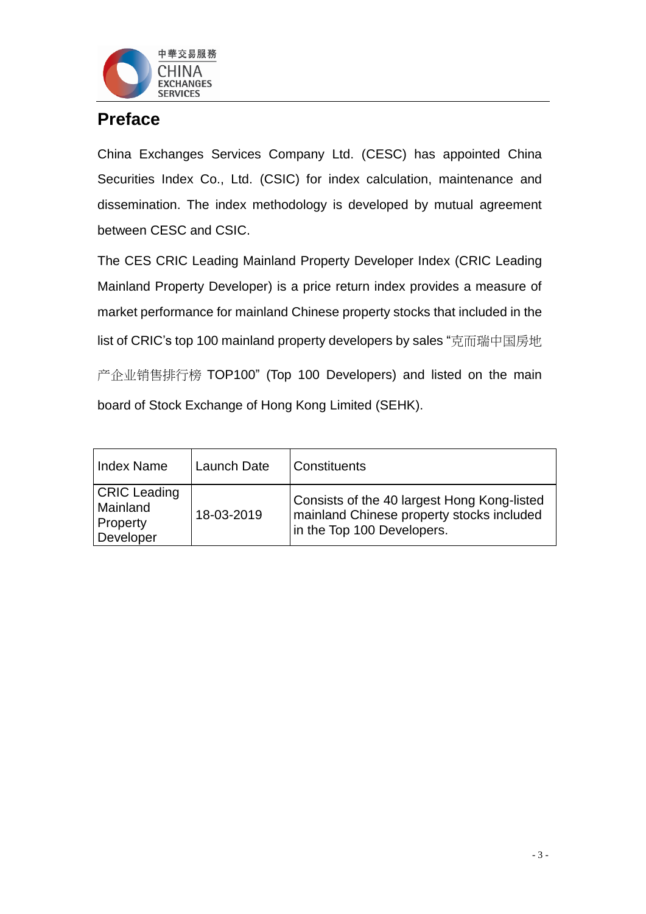# Preface

China Exchanges Services Company Ltd. (CESC) has appointed China Securities Index Co., Ltd. (CSIC) for index calculation, maintenance and dissemination. The index methodology is developed by mutual agreement between CESC and CSIC.

The CES CRIC Leading Mainland Property Developer Index (CRIC Leading Mainland Property Developer) is a price return index provides a measure of market performance for mainland Chinese property stocks that included in the list of CRIC's top 100 mainland property developers by sales "克而瑞中国房地产企业销售排行榜 TOP100" (Top 100 Developers) and listed on the main board of Stock Exchange of Hong Kong Limited (SEHK).

| Index Name | Launch Date | Constituents |
|---|---|---|
| CRIC Leading Mainland Property Developer | 18-03-2019 | Consists of the 40 largest Hong Kong-listed mainland Chinese property stocks included in the Top 100 Developers. |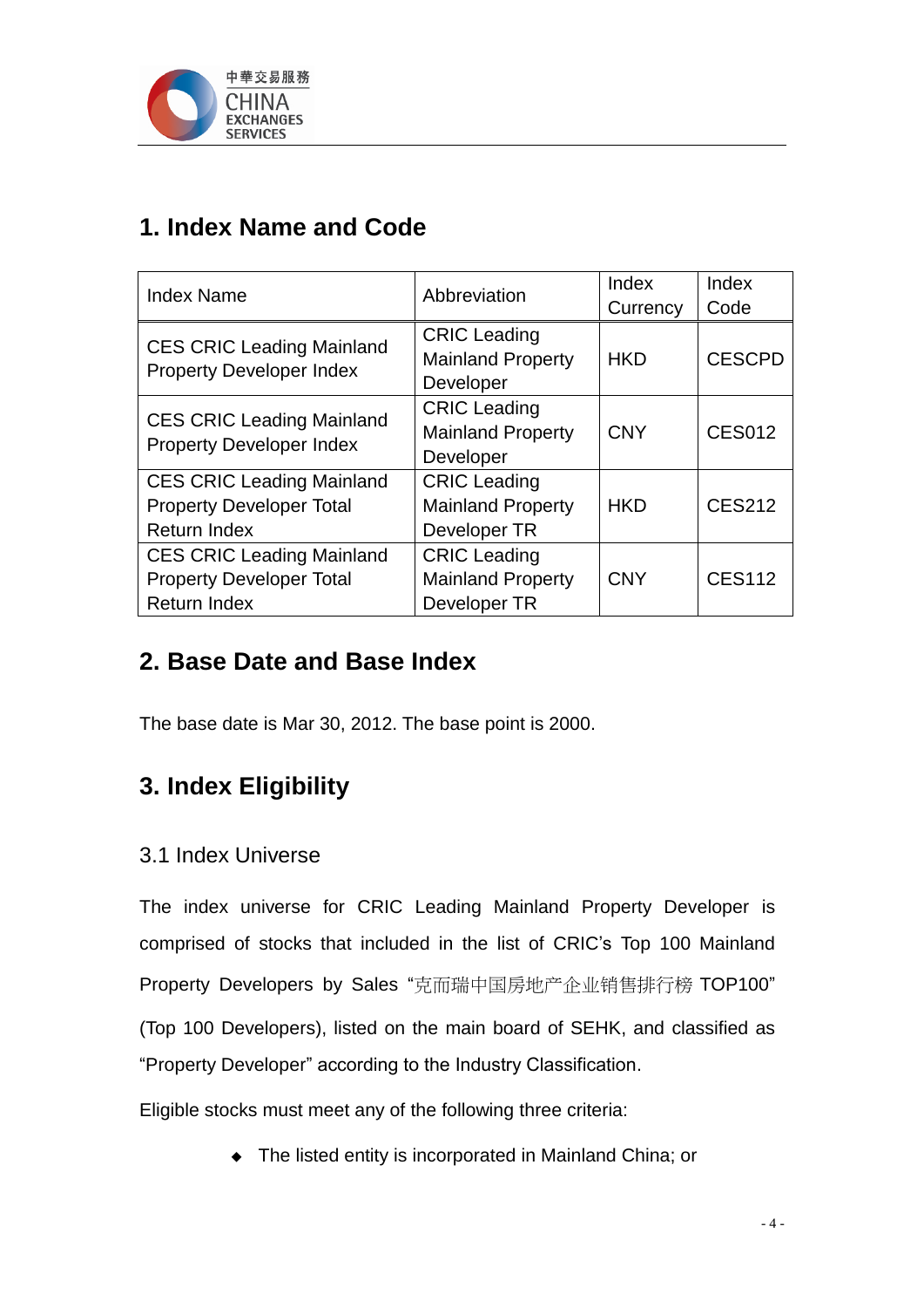## 1. Index Name and Code

| Index Name | Abbreviation | Index Currency | Index Code |
|---|---|---|---|
| CES CRIC Leading Mainland Property Developer Index | CRIC Leading Mainland Property Developer | HKD | CESCPD |
| CES CRIC Leading Mainland Property Developer Index | CRIC Leading Mainland Property Developer | CNY | CES012 |
| CES CRIC Leading Mainland Property Developer Total Return Index | CRIC Leading Mainland Property Developer TR | HKD | CES212 |
| CES CRIC Leading Mainland Property Developer Total Return Index | CRIC Leading Mainland Property Developer TR | CNY | CES112 |

## 2. Base Date and Base Index

The base date is Mar 30, 2012. The base point is 2000.

## 3. Index Eligibility

### 3.1 Index Universe

The index universe for CRIC Leading Mainland Property Developer is comprised of stocks that included in the list of CRIC's Top 100 Mainland Property Developers by Sales "克而瑞中国房地产企业销售排行榜 TOP100" (Top 100 Developers), listed on the main board of SEHK, and classified as "Property Developer" according to the Industry Classification.

Eligible stocks must meet any of the following three criteria:

- The listed entity is incorporated in Mainland China; or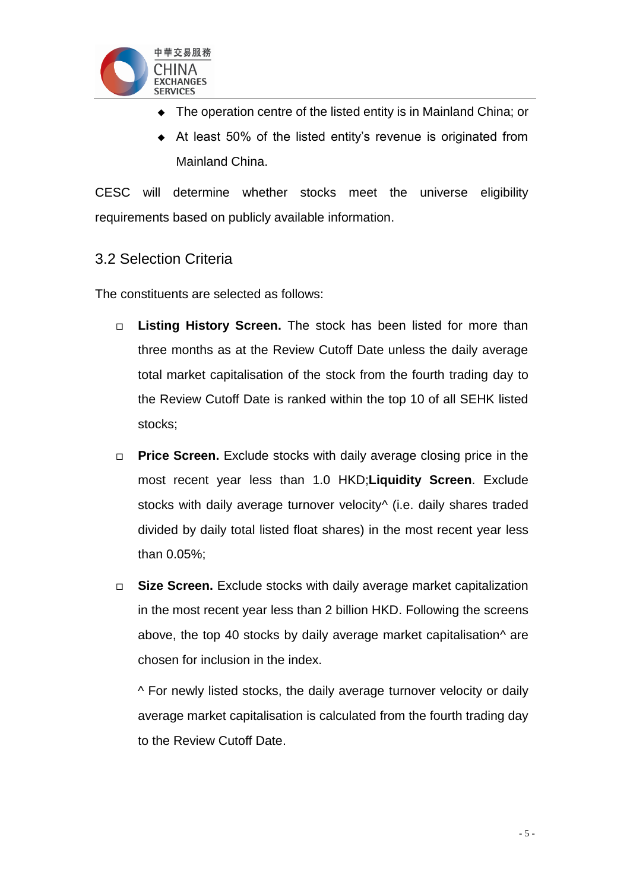- The operation centre of the listed entity is in Mainland China; or
- At least 50% of the listed entity's revenue is originated from Mainland China.

CESC will determine whether stocks meet the universe eligibility requirements based on publicly available information.

## 3.2 Selection Criteria

The constituents are selected as follows:

- **Listing History Screen.** The stock has been listed for more than three months as at the Review Cutoff Date unless the daily average total market capitalisation of the stock from the fourth trading day to the Review Cutoff Date is ranked within the top 10 of all SEHK listed stocks;
- **Price Screen.** Exclude stocks with daily average closing price in the most recent year less than 1.0 HKD;**Liquidity Screen**. Exclude stocks with daily average turnover velocity^ (i.e. daily shares traded divided by daily total listed float shares) in the most recent year less than 0.05%;
- **Size Screen.** Exclude stocks with daily average market capitalization in the most recent year less than 2 billion HKD. Following the screens above, the top 40 stocks by daily average market capitalisation^ are chosen for inclusion in the index.

  ^ For newly listed stocks, the daily average turnover velocity or daily average market capitalisation is calculated from the fourth trading day to the Review Cutoff Date.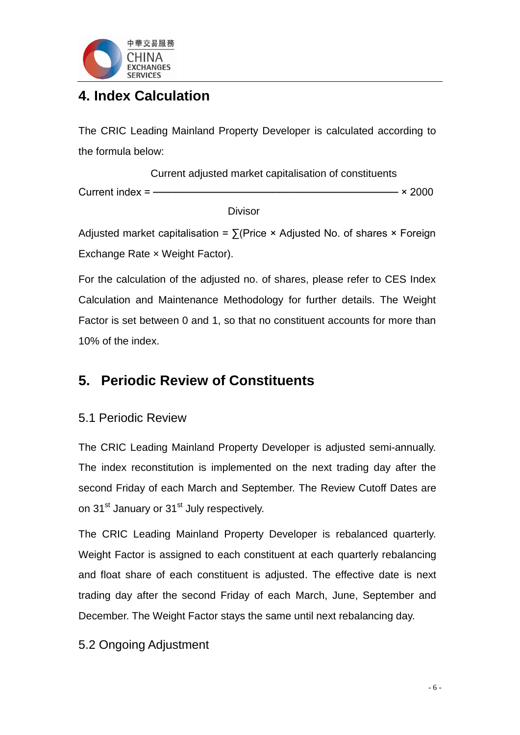# 4. Index Calculation

The CRIC Leading Mainland Property Developer is calculated according to the formula below:

$$\text{Current index} = \frac{\text{Current adjusted market capitalisation of constituents}}{\text{Divisor}} \times 2000$$

Adjusted market capitalisation = ∑(Price × Adjusted No. of shares × Foreign Exchange Rate × Weight Factor).

For the calculation of the adjusted no. of shares, please refer to CES Index Calculation and Maintenance Methodology for further details. The Weight Factor is set between 0 and 1, so that no constituent accounts for more than 10% of the index.

# 5. Periodic Review of Constituents

## 5.1 Periodic Review

The CRIC Leading Mainland Property Developer is adjusted semi-annually. The index reconstitution is implemented on the next trading day after the second Friday of each March and September. The Review Cutoff Dates are on 31st January or 31st July respectively.

The CRIC Leading Mainland Property Developer is rebalanced quarterly. Weight Factor is assigned to each constituent at each quarterly rebalancing and float share of each constituent is adjusted. The effective date is next trading day after the second Friday of each March, June, September and December. The Weight Factor stays the same until next rebalancing day.

## 5.2 Ongoing Adjustment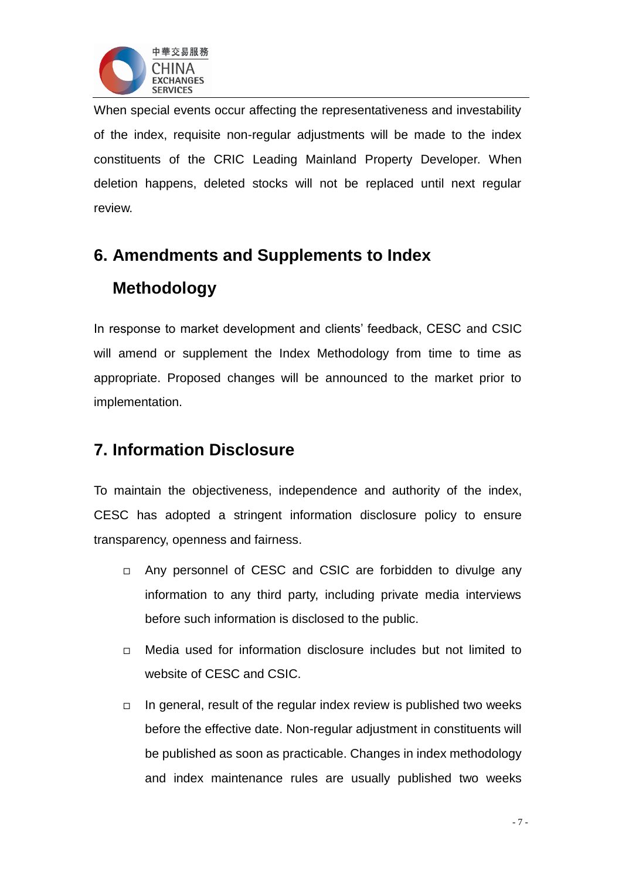When special events occur affecting the representativeness and investability of the index, requisite non-regular adjustments will be made to the index constituents of the CRIC Leading Mainland Property Developer. When deletion happens, deleted stocks will not be replaced until next regular review.

## 6. Amendments and Supplements to Index Methodology

In response to market development and clients' feedback, CESC and CSIC will amend or supplement the Index Methodology from time to time as appropriate. Proposed changes will be announced to the market prior to implementation.

## 7. Information Disclosure

To maintain the objectiveness, independence and authority of the index, CESC has adopted a stringent information disclosure policy to ensure transparency, openness and fairness.

- Any personnel of CESC and CSIC are forbidden to divulge any information to any third party, including private media interviews before such information is disclosed to the public.
- Media used for information disclosure includes but not limited to website of CESC and CSIC.
- In general, result of the regular index review is published two weeks before the effective date. Non-regular adjustment in constituents will be published as soon as practicable. Changes in index methodology and index maintenance rules are usually published two weeks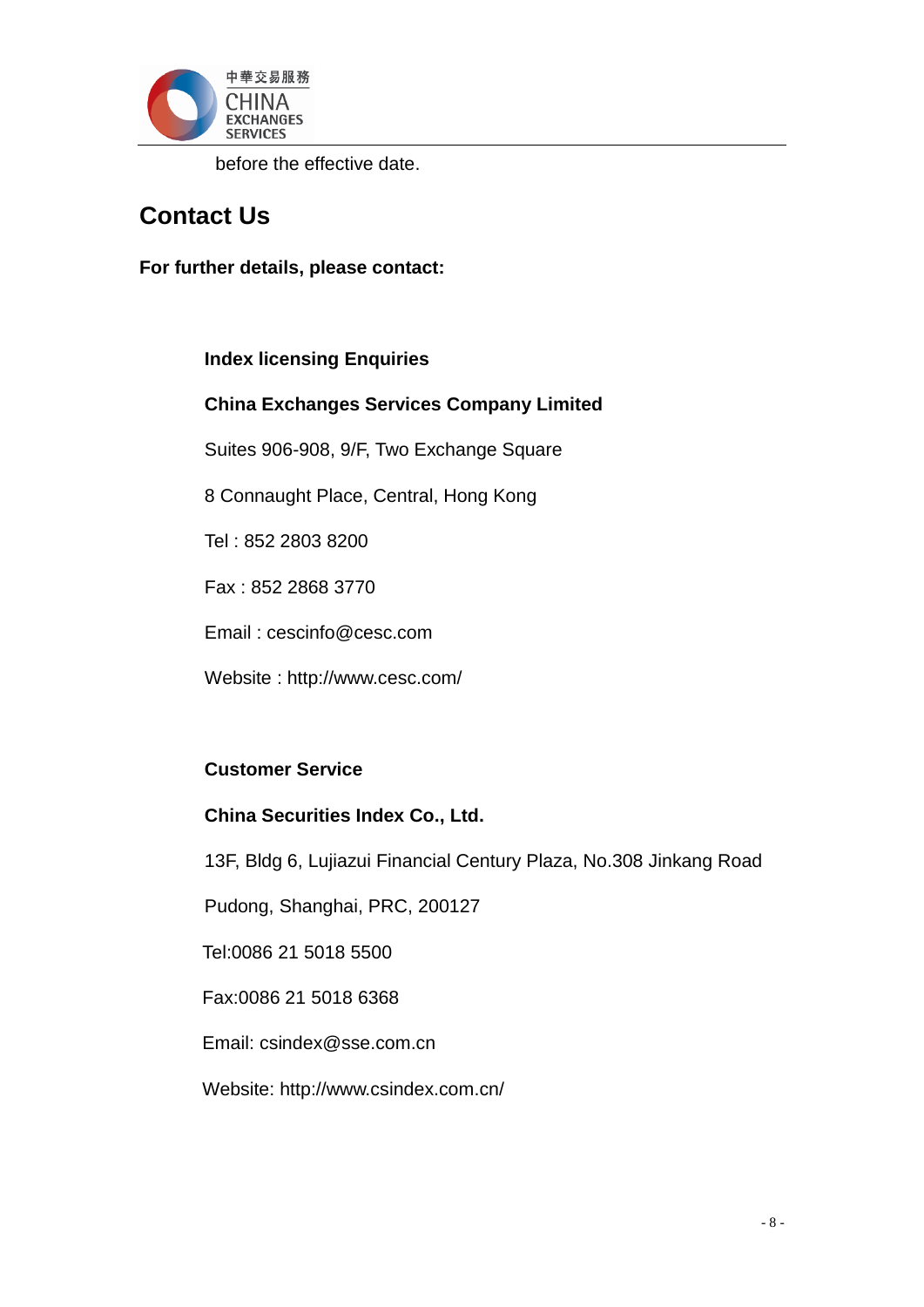before the effective date.

## Contact Us

**For further details, please contact:**

**Index licensing Enquiries**

**China Exchanges Services Company Limited**

Suites 906-908, 9/F, Two Exchange Square

8 Connaught Place, Central, Hong Kong

Tel : 852 2803 8200

Fax : 852 2868 3770

Email : cescinfo@cesc.com

Website : http://www.cesc.com/

**Customer Service**

**China Securities Index Co., Ltd.**

13F, Bldg 6, Lujiazui Financial Century Plaza, No.308 Jinkang Road

Pudong, Shanghai, PRC, 200127

Tel:0086 21 5018 5500

Fax:0086 21 5018 6368

Email: csindex@sse.com.cn

Website: http://www.csindex.com.cn/